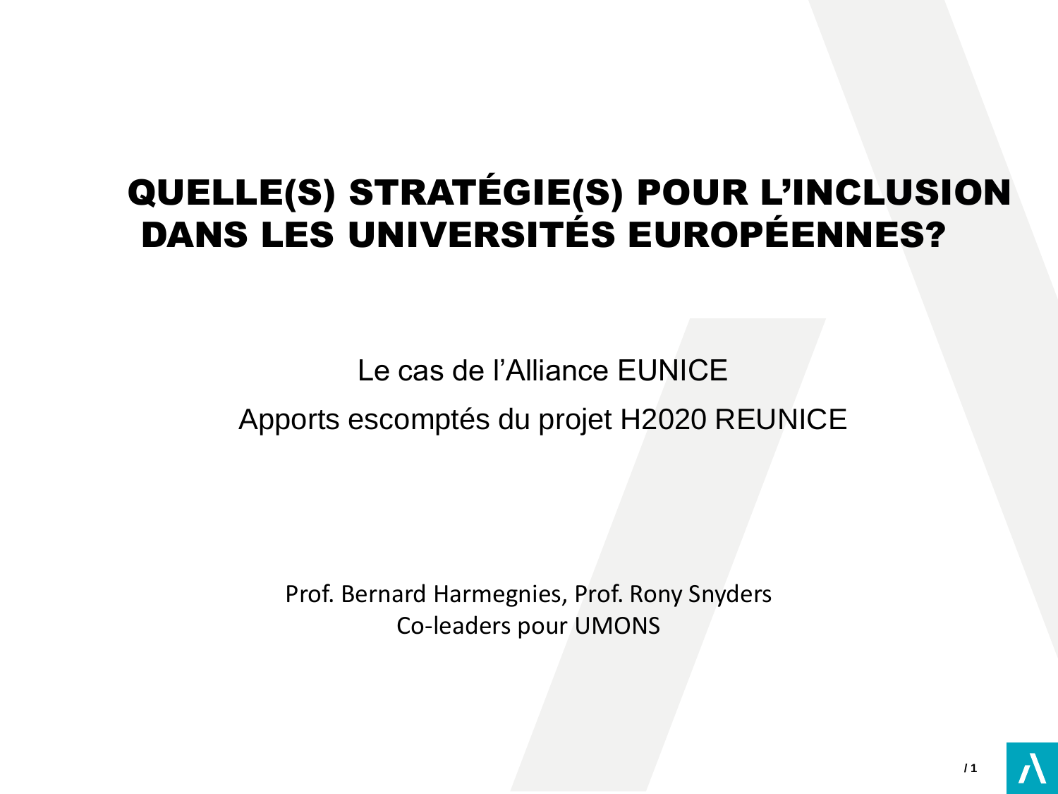# QUELLE(S) STRATÉGIE(S) POUR L'INCLUSION DANS LES UNIVERSITÉS EUROPÉENNES?

Le cas de l'Alliance EUNICE

Apports escomptés du projet H2020 REUNICE

Prof. Bernard Harmegnies, Prof. Rony Snyders
Co-leaders pour UMONS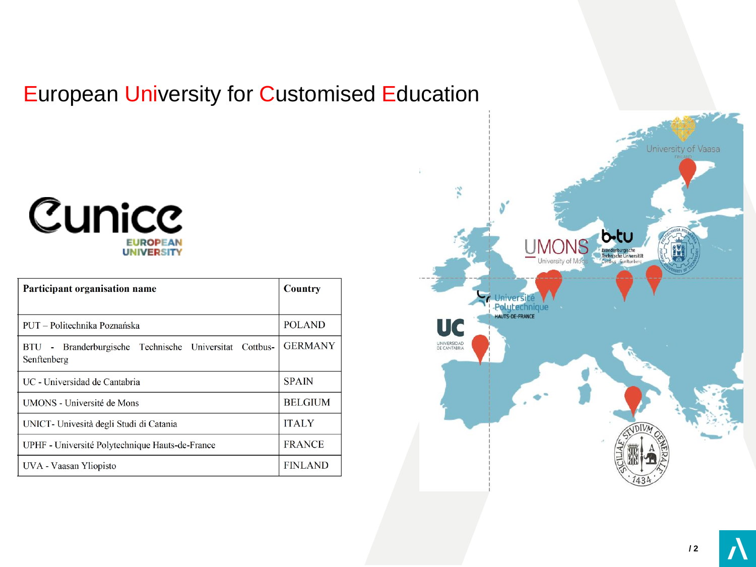# European University for Customised Education

Eunice EUROPEAN UNIVERSITY

| Participant organisation name | Country |
|---|---|
| PUT – Politechnika Poznańska | POLAND |
| BTU - Branderburgische Technische Universitat Cottbus-Senftenberg | GERMANY |
| UC - Universidad de Cantabria | SPAIN |
| UMONS - Université de Mons | BELGIUM |
| UNICT- Univesità degli Studi di Catania | ITALY |
| UPHF - Université Polytechnique Hauts-de-France | FRANCE |
| UVA - Vaasan Yliopisto | FINLAND |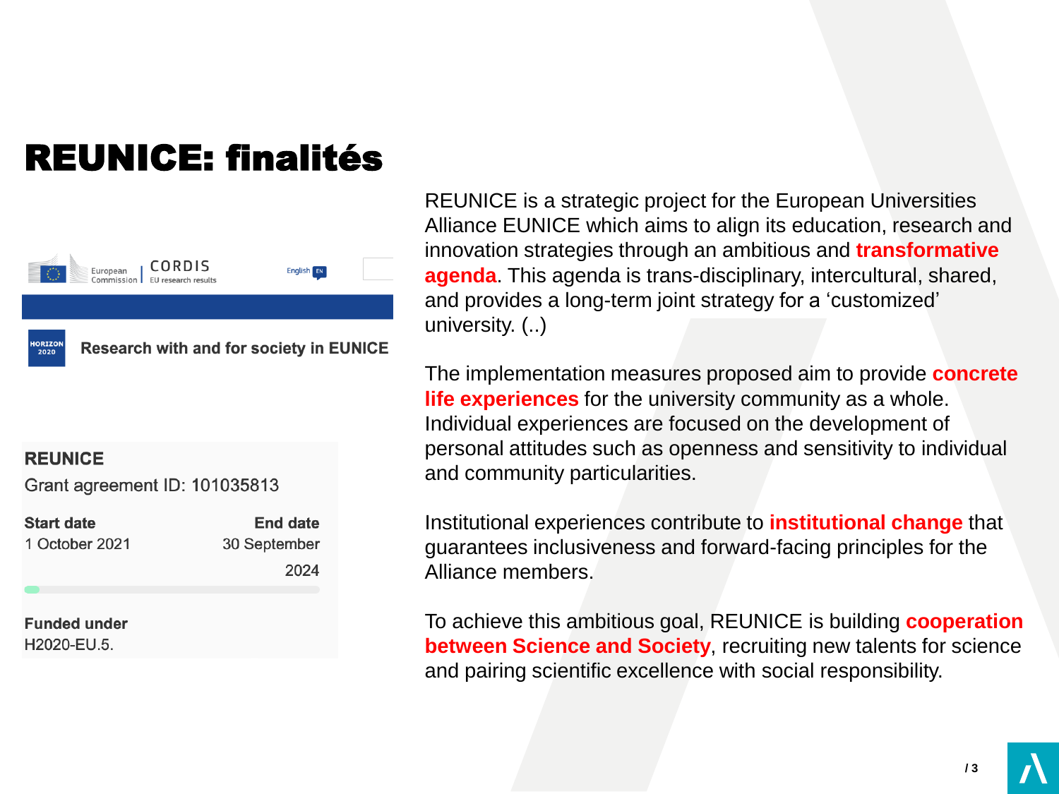# REUNICE: finalités

European Commission | CORDIS EU research results

English EN

HORIZON 2020

**Research with and for society in EUNICE**

**REUNICE**

Grant agreement ID: 101035813

| **Start date** | **End date** |
| --- | --- |
| 1 October 2021 | 30 September 2024 |

**Funded under**

H2020-EU.5.

REUNICE is a strategic project for the European Universities Alliance EUNICE which aims to align its education, research and innovation strategies through an ambitious and **transformative agenda**. This agenda is trans-disciplinary, intercultural, shared, and provides a long-term joint strategy for a 'customized' university. (..)

The implementation measures proposed aim to provide **concrete life experiences** for the university community as a whole. Individual experiences are focused on the development of personal attitudes such as openness and sensitivity to individual and community particularities.

Institutional experiences contribute to **institutional change** that guarantees inclusiveness and forward-facing principles for the Alliance members.

To achieve this ambitious goal, REUNICE is building **cooperation between Science and Society**, recruiting new talents for science and pairing scientific excellence with social responsibility.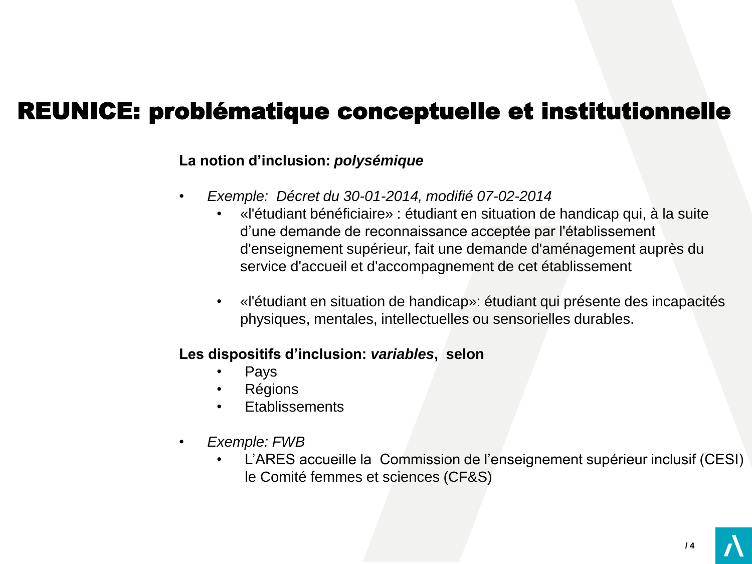# REUNICE: problématique conceptuelle et institutionnelle

**La notion d’inclusion: *polysémique***

- *Exemple: Décret du 30-01-2014, modifié 07-02-2014*
  - «l'étudiant bénéficiaire» : étudiant en situation de handicap qui, à la suite d’une demande de reconnaissance acceptée par l'établissement d'enseignement supérieur, fait une demande d'aménagement auprès du service d'accueil et d'accompagnement de cet établissement
  - «l'étudiant en situation de handicap»: étudiant qui présente des incapacités physiques, mentales, intellectuelles ou sensorielles durables.

**Les dispositifs d’inclusion: *variables*, selon**

- Pays
- Régions
- Etablissements

- *Exemple: FWB*
  - L’ARES accueille la Commission de l’enseignement supérieur inclusif (CESI) le Comité femmes et sciences (CF&S)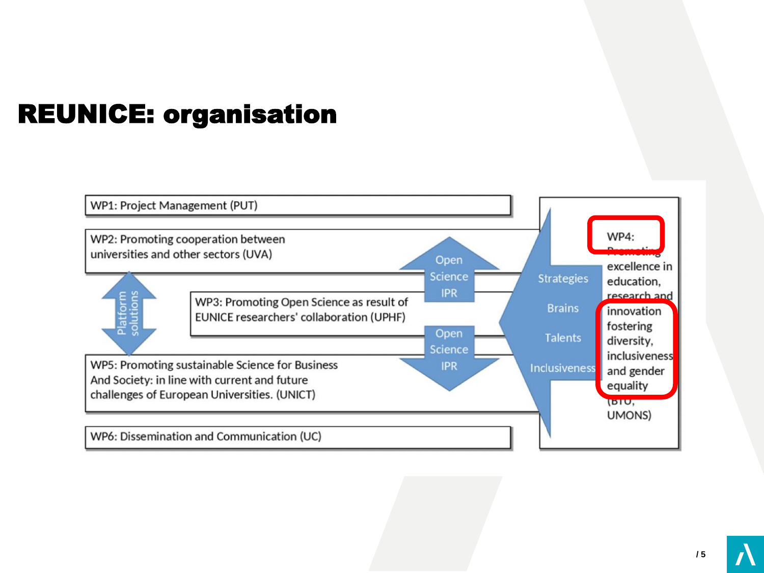# REUNICE: organisation

WP1: Project Management (PUT)

WP2: Promoting cooperation between universities and other sectors (UVA)

Platform solutions

Open Science IPR

WP3: Promoting Open Science as result of EUNICE researchers' collaboration (UPHF)

Open Science IPR

WP5: Promoting sustainable Science for Business And Society: in line with current and future challenges of European Universities. (UNICT)

WP6: Dissemination and Communication (UC)

Strategies

Brains

Talents

Inclusiveness

WP4: Promoting excellence in education, research and innovation fostering diversity, inclusiveness and gender equality (BTU, UMONS)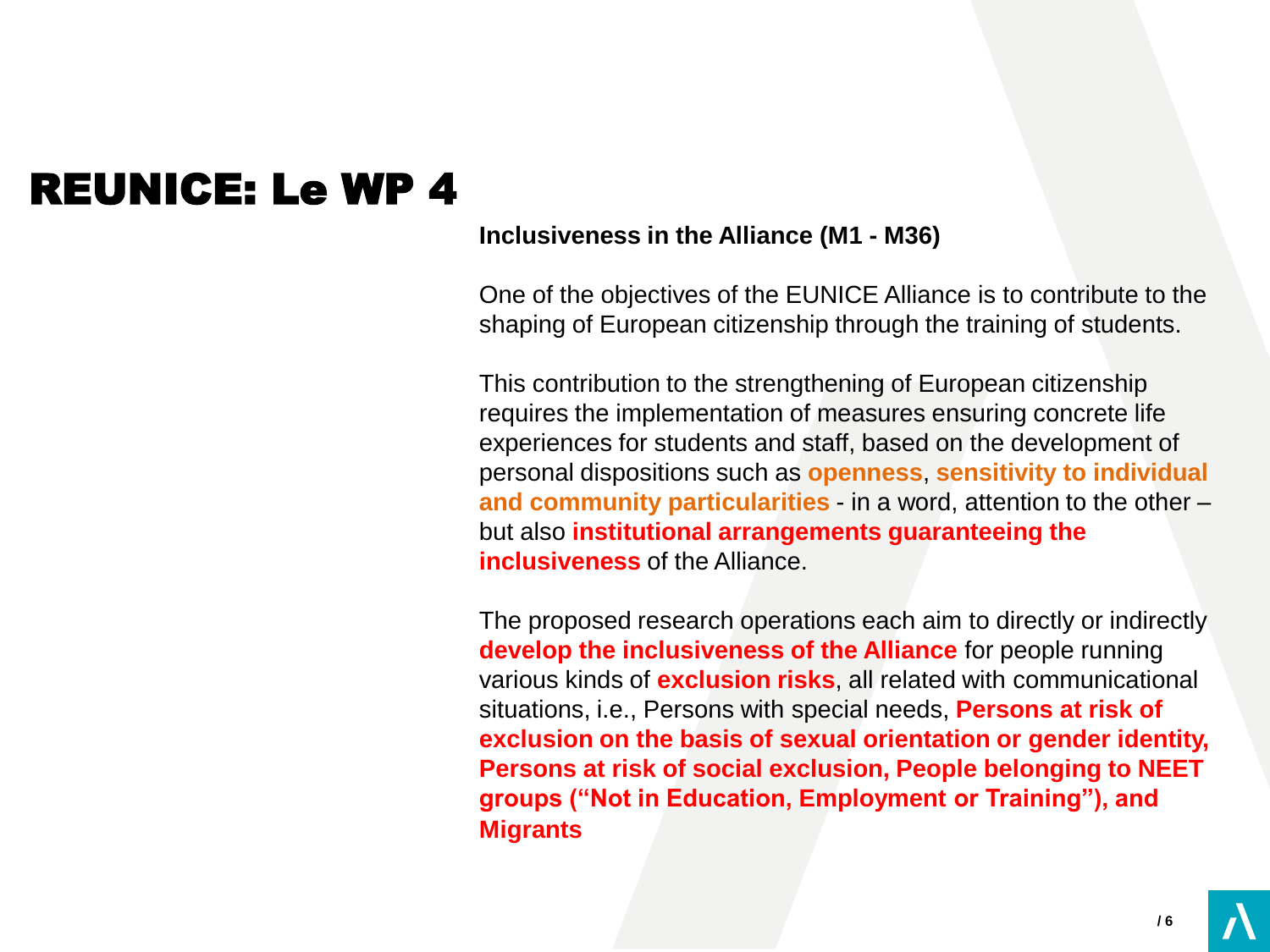# REUNICE: Le WP 4

**Inclusiveness in the Alliance (M1 - M36)**

One of the objectives of the EUNICE Alliance is to contribute to the shaping of European citizenship through the training of students.

This contribution to the strengthening of European citizenship requires the implementation of measures ensuring concrete life experiences for students and staff, based on the development of personal dispositions such as **openness**, **sensitivity to individual and community particularities** - in a word, attention to the other – but also **institutional arrangements guaranteeing the inclusiveness** of the Alliance.

The proposed research operations each aim to directly or indirectly **develop the inclusiveness of the Alliance** for people running various kinds of **exclusion risks**, all related with communicational situations, i.e., Persons with special needs, **Persons at risk of exclusion on the basis of sexual orientation or gender identity, Persons at risk of social exclusion, People belonging to NEET groups ("Not in Education, Employment or Training"), and Migrants**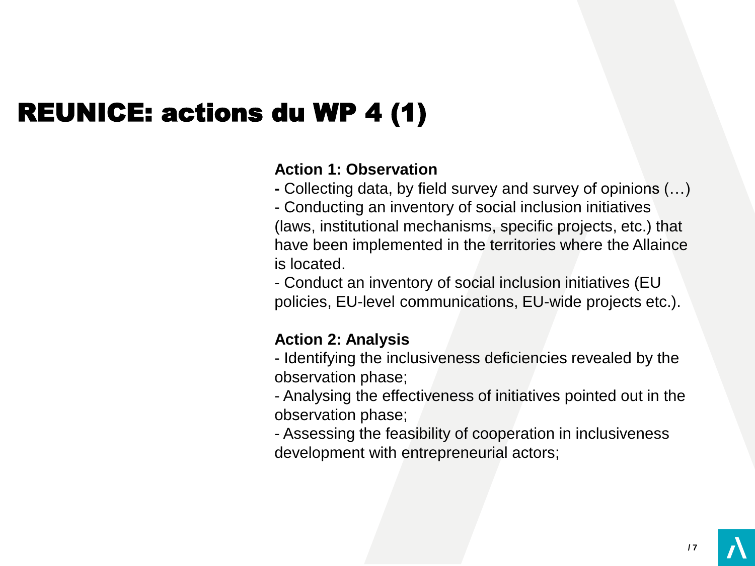# REUNICE: actions du WP 4 (1)

**Action 1: Observation**

- Collecting data, by field survey and survey of opinions (…)
- Conducting an inventory of social inclusion initiatives (laws, institutional mechanisms, specific projects, etc.) that have been implemented in the territories where the Allaince is located.
- Conduct an inventory of social inclusion initiatives (EU policies, EU-level communications, EU-wide projects etc.).

**Action 2: Analysis**

- Identifying the inclusiveness deficiencies revealed by the observation phase;
- Analysing the effectiveness of initiatives pointed out in the observation phase;
- Assessing the feasibility of cooperation in inclusiveness development with entrepreneurial actors;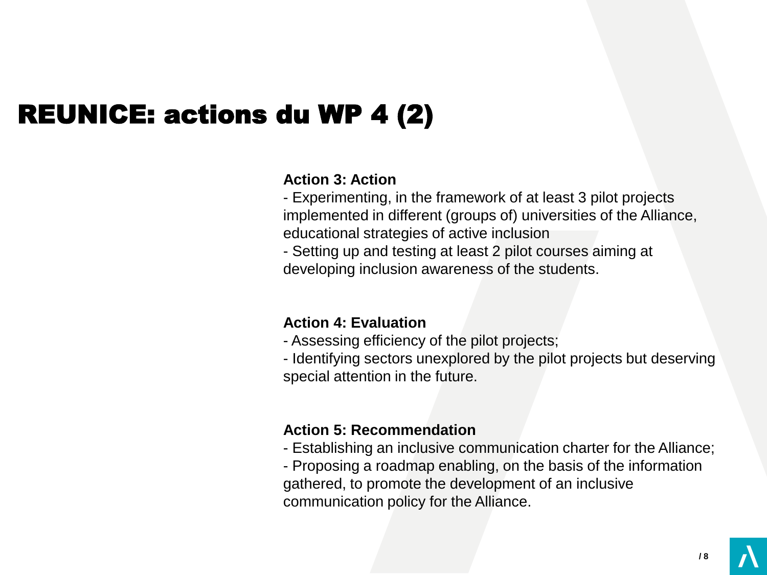# REUNICE: actions du WP 4 (2)

**Action 3: Action**

- Experimenting, in the framework of at least 3 pilot projects implemented in different (groups of) universities of the Alliance, educational strategies of active inclusion
- Setting up and testing at least 2 pilot courses aiming at developing inclusion awareness of the students.

**Action 4: Evaluation**

- Assessing efficiency of the pilot projects;
- Identifying sectors unexplored by the pilot projects but deserving special attention in the future.

**Action 5: Recommendation**

- Establishing an inclusive communication charter for the Alliance;
- Proposing a roadmap enabling, on the basis of the information gathered, to promote the development of an inclusive communication policy for the Alliance.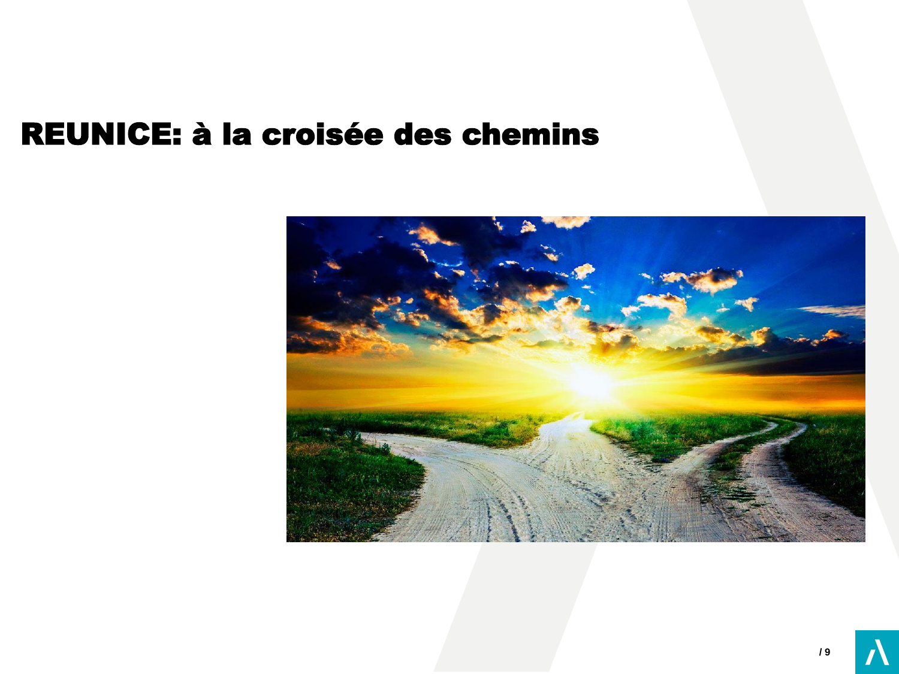# REUNICE: à la croisée des chemins